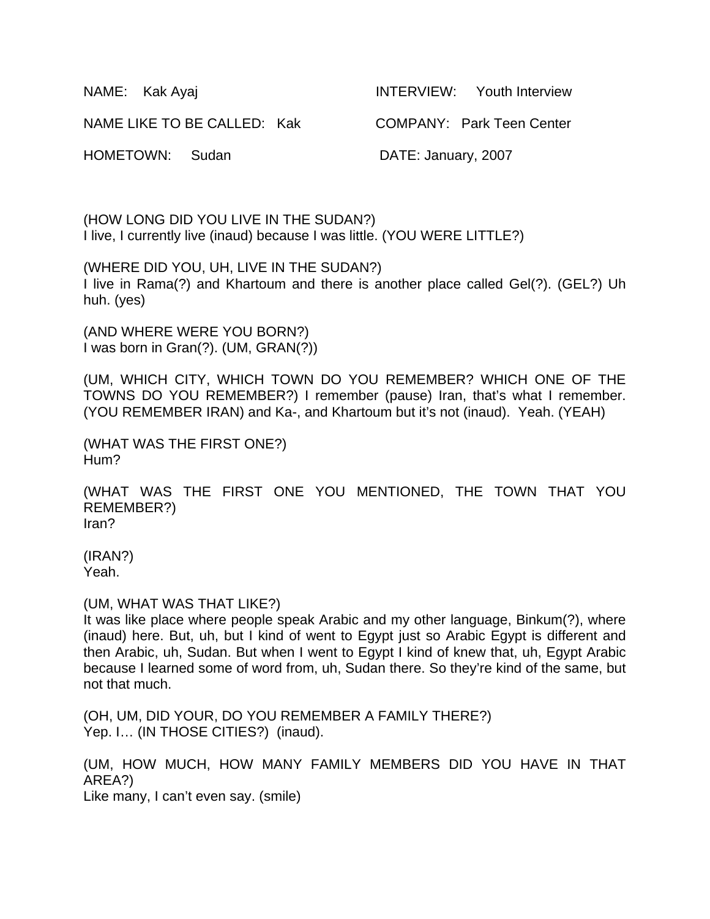NAME: Kak Ayaj | INTERVIEW: Youth Interview

NAME LIKE TO BE CALLED: Kak | COMPANY: Park Teen Center

HOMETOWN: Sudan | DATE: January, 2007

(HOW LONG DID YOU LIVE IN THE SUDAN?)
I live, I currently live (inaud) because I was little. (YOU WERE LITTLE?)

(WHERE DID YOU, UH, LIVE IN THE SUDAN?)
I live in Rama(?) and Khartoum and there is another place called Gel(?). (GEL?) Uh huh. (yes)

(AND WHERE WERE YOU BORN?)
I was born in Gran(?). (UM, GRAN(?))

(UM, WHICH CITY, WHICH TOWN DO YOU REMEMBER? WHICH ONE OF THE TOWNS DO YOU REMEMBER?) I remember (pause) Iran, that's what I remember. (YOU REMEMBER IRAN) and Ka-, and Khartoum but it's not (inaud). Yeah. (YEAH)

(WHAT WAS THE FIRST ONE?)
Hum?

(WHAT WAS THE FIRST ONE YOU MENTIONED, THE TOWN THAT YOU REMEMBER?)
Iran?

(IRAN?)
Yeah.

(UM, WHAT WAS THAT LIKE?)
It was like place where people speak Arabic and my other language, Binkum(?), where (inaud) here. But, uh, but I kind of went to Egypt just so Arabic Egypt is different and then Arabic, uh, Sudan. But when I went to Egypt I kind of knew that, uh, Egypt Arabic because I learned some of word from, uh, Sudan there. So they're kind of the same, but not that much.

(OH, UM, DID YOUR, DO YOU REMEMBER A FAMILY THERE?)
Yep. I… (IN THOSE CITIES?) (inaud).

(UM, HOW MUCH, HOW MANY FAMILY MEMBERS DID YOU HAVE IN THAT AREA?)
Like many, I can't even say. (smile)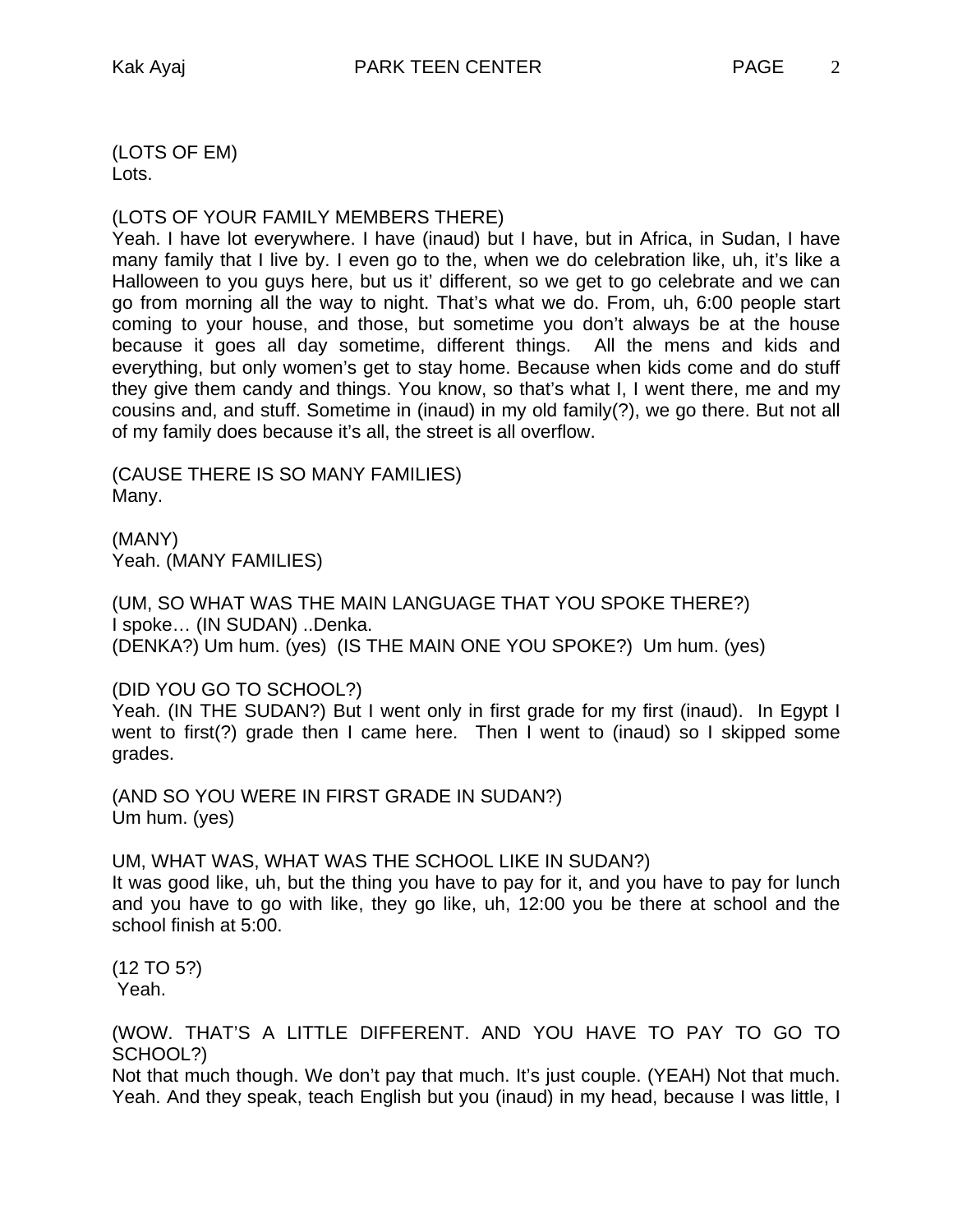(LOTS OF EM)
Lots.

(LOTS OF YOUR FAMILY MEMBERS THERE)
Yeah. I have lot everywhere. I have (inaud) but I have, but in Africa, in Sudan, I have many family that I live by. I even go to the, when we do celebration like, uh, it's like a Halloween to you guys here, but us it' different, so we get to go celebrate and we can go from morning all the way to night. That's what we do. From, uh, 6:00 people start coming to your house, and those, but sometime you don't always be at the house because it goes all day sometime, different things. All the mens and kids and everything, but only women's get to stay home. Because when kids come and do stuff they give them candy and things. You know, so that's what I, I went there, me and my cousins and, and stuff. Sometime in (inaud) in my old family(?), we go there. But not all of my family does because it's all, the street is all overflow.

(CAUSE THERE IS SO MANY FAMILIES)
Many.

(MANY)
Yeah. (MANY FAMILIES)

(UM, SO WHAT WAS THE MAIN LANGUAGE THAT YOU SPOKE THERE?)
I spoke… (IN SUDAN) ..Denka.
(DENKA?) Um hum. (yes) (IS THE MAIN ONE YOU SPOKE?) Um hum. (yes)

(DID YOU GO TO SCHOOL?)
Yeah. (IN THE SUDAN?) But I went only in first grade for my first (inaud). In Egypt I went to first(?) grade then I came here. Then I went to (inaud) so I skipped some grades.

(AND SO YOU WERE IN FIRST GRADE IN SUDAN?)
Um hum. (yes)

UM, WHAT WAS, WHAT WAS THE SCHOOL LIKE IN SUDAN?)
It was good like, uh, but the thing you have to pay for it, and you have to pay for lunch and you have to go with like, they go like, uh, 12:00 you be there at school and the school finish at 5:00.

(12 TO 5?)
Yeah.

(WOW. THAT'S A LITTLE DIFFERENT. AND YOU HAVE TO PAY TO GO TO SCHOOL?)
Not that much though. We don't pay that much. It's just couple. (YEAH) Not that much. Yeah. And they speak, teach English but you (inaud) in my head, because I was little, I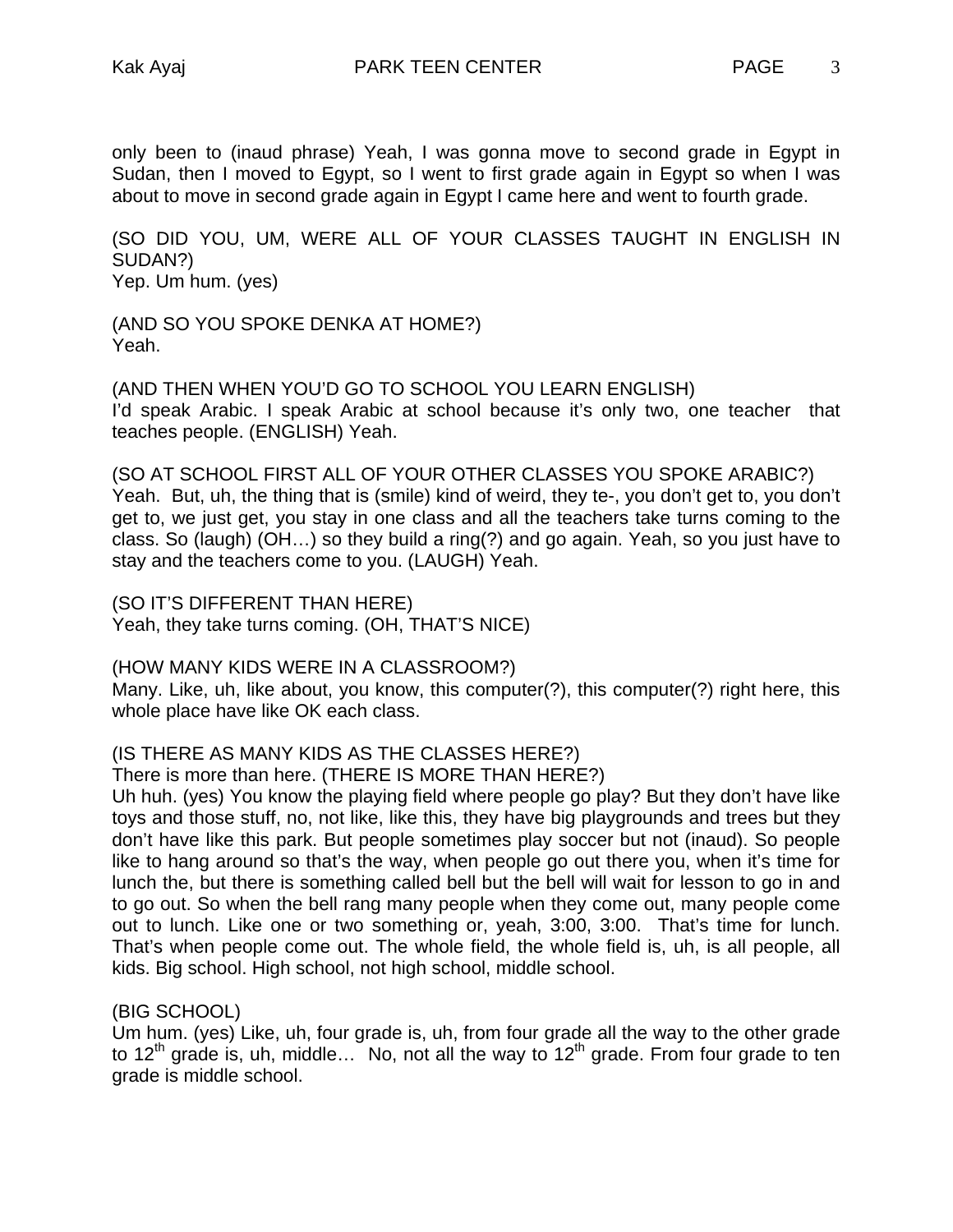only been to (inaud phrase) Yeah, I was gonna move to second grade in Egypt in Sudan, then I moved to Egypt, so I went to first grade again in Egypt so when I was about to move in second grade again in Egypt I came here and went to fourth grade.

(SO DID YOU, UM, WERE ALL OF YOUR CLASSES TAUGHT IN ENGLISH IN SUDAN?)
Yep. Um hum. (yes)

(AND SO YOU SPOKE DENKA AT HOME?)
Yeah.

(AND THEN WHEN YOU'D GO TO SCHOOL YOU LEARN ENGLISH)
I'd speak Arabic. I speak Arabic at school because it's only two, one teacher that teaches people. (ENGLISH) Yeah.

(SO AT SCHOOL FIRST ALL OF YOUR OTHER CLASSES YOU SPOKE ARABIC?)
Yeah. But, uh, the thing that is (smile) kind of weird, they te-, you don't get to, you don't get to, we just get, you stay in one class and all the teachers take turns coming to the class. So (laugh) (OH…) so they build a ring(?) and go again. Yeah, so you just have to stay and the teachers come to you. (LAUGH) Yeah.

(SO IT'S DIFFERENT THAN HERE)
Yeah, they take turns coming. (OH, THAT'S NICE)

(HOW MANY KIDS WERE IN A CLASSROOM?)
Many. Like, uh, like about, you know, this computer(?), this computer(?) right here, this whole place have like OK each class.

(IS THERE AS MANY KIDS AS THE CLASSES HERE?)
There is more than here. (THERE IS MORE THAN HERE?)
Uh huh. (yes) You know the playing field where people go play? But they don't have like toys and those stuff, no, not like, like this, they have big playgrounds and trees but they don't have like this park. But people sometimes play soccer but not (inaud). So people like to hang around so that's the way, when people go out there you, when it's time for lunch the, but there is something called bell but the bell will wait for lesson to go in and to go out. So when the bell rang many people when they come out, many people come out to lunch. Like one or two something or, yeah, 3:00, 3:00. That's time for lunch. That's when people come out. The whole field, the whole field is, uh, is all people, all kids. Big school. High school, not high school, middle school.

(BIG SCHOOL)
Um hum. (yes) Like, uh, four grade is, uh, from four grade all the way to the other grade to 12th grade is, uh, middle… No, not all the way to 12th grade. From four grade to ten grade is middle school.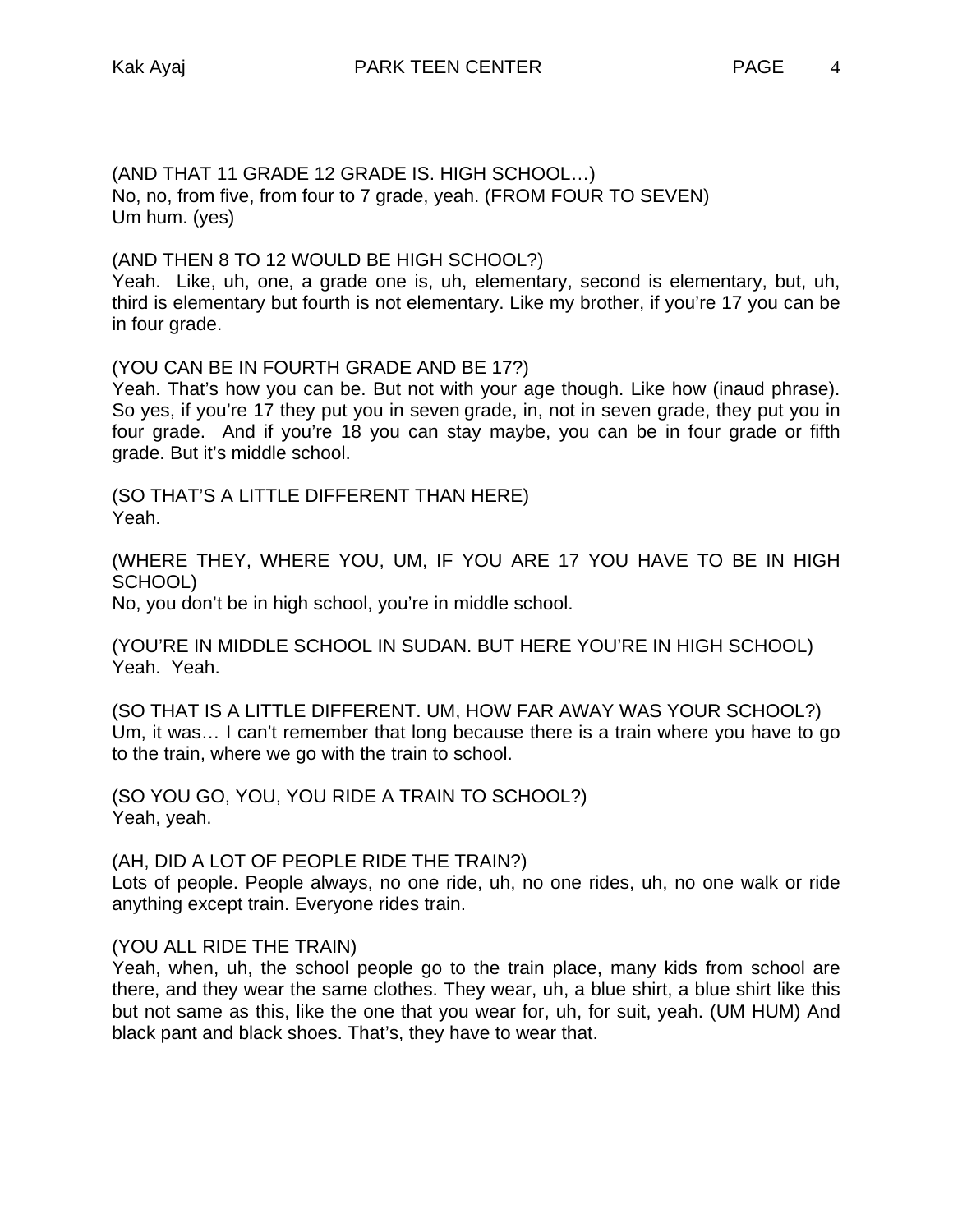(AND THAT 11 GRADE 12 GRADE IS. HIGH SCHOOL…)
No, no, from five, from four to 7 grade, yeah. (FROM FOUR TO SEVEN)
Um hum. (yes)

(AND THEN 8 TO 12 WOULD BE HIGH SCHOOL?)
Yeah. Like, uh, one, a grade one is, uh, elementary, second is elementary, but, uh, third is elementary but fourth is not elementary. Like my brother, if you're 17 you can be in four grade.

(YOU CAN BE IN FOURTH GRADE AND BE 17?)
Yeah. That's how you can be. But not with your age though. Like how (inaud phrase). So yes, if you're 17 they put you in seven grade, in, not in seven grade, they put you in four grade. And if you're 18 you can stay maybe, you can be in four grade or fifth grade. But it's middle school.

(SO THAT'S A LITTLE DIFFERENT THAN HERE)
Yeah.

(WHERE THEY, WHERE YOU, UM, IF YOU ARE 17 YOU HAVE TO BE IN HIGH SCHOOL)
No, you don't be in high school, you're in middle school.

(YOU'RE IN MIDDLE SCHOOL IN SUDAN. BUT HERE YOU'RE IN HIGH SCHOOL)
Yeah. Yeah.

(SO THAT IS A LITTLE DIFFERENT. UM, HOW FAR AWAY WAS YOUR SCHOOL?)
Um, it was… I can't remember that long because there is a train where you have to go to the train, where we go with the train to school.

(SO YOU GO, YOU, YOU RIDE A TRAIN TO SCHOOL?)
Yeah, yeah.

(AH, DID A LOT OF PEOPLE RIDE THE TRAIN?)
Lots of people. People always, no one ride, uh, no one rides, uh, no one walk or ride anything except train. Everyone rides train.

(YOU ALL RIDE THE TRAIN)
Yeah, when, uh, the school people go to the train place, many kids from school are there, and they wear the same clothes. They wear, uh, a blue shirt, a blue shirt like this but not same as this, like the one that you wear for, uh, for suit, yeah. (UM HUM) And black pant and black shoes. That's, they have to wear that.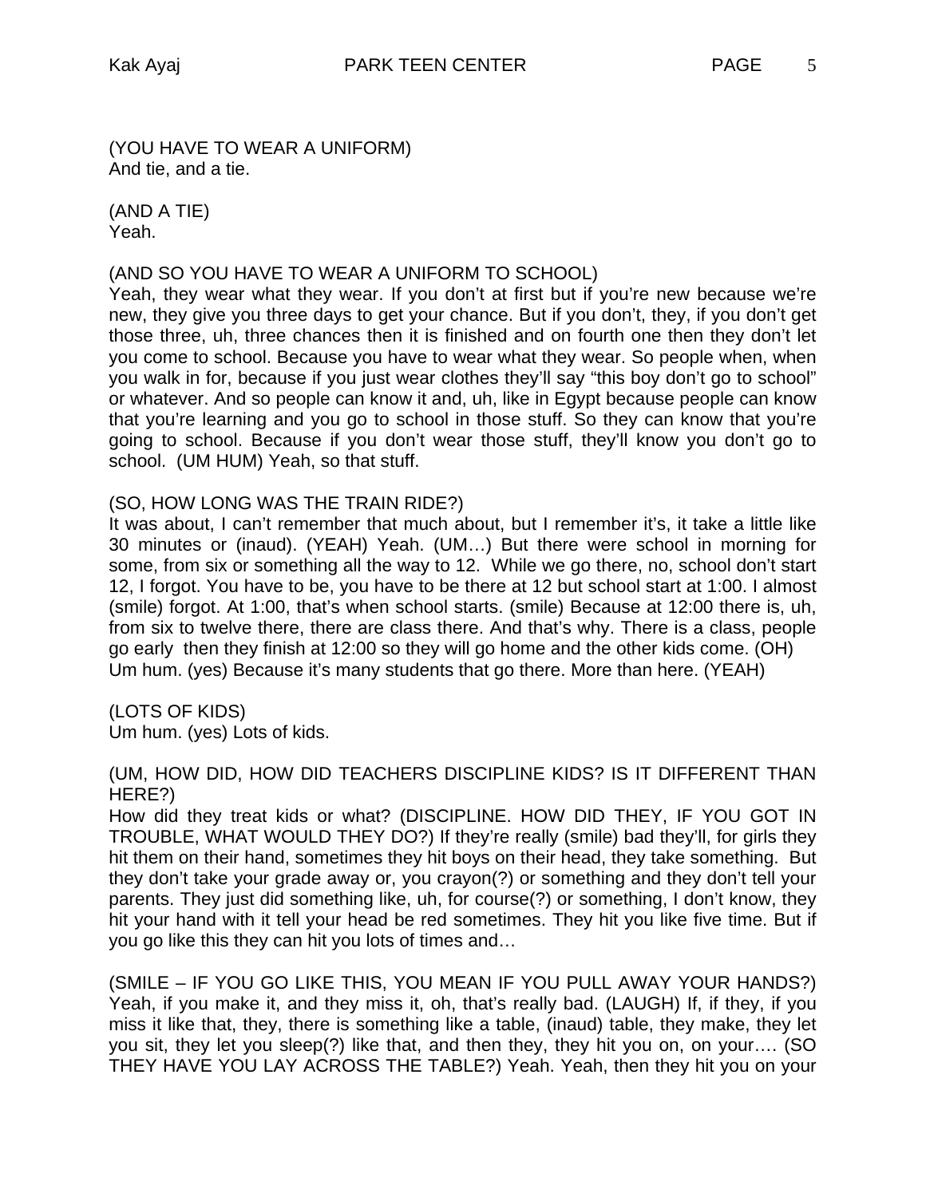(YOU HAVE TO WEAR A UNIFORM)
And tie, and a tie.

(AND A TIE)
Yeah.

(AND SO YOU HAVE TO WEAR A UNIFORM TO SCHOOL)
Yeah, they wear what they wear. If you don't at first but if you're new because we're new, they give you three days to get your chance. But if you don't, they, if you don't get those three, uh, three chances then it is finished and on fourth one then they don't let you come to school. Because you have to wear what they wear. So people when, when you walk in for, because if you just wear clothes they'll say "this boy don't go to school" or whatever. And so people can know it and, uh, like in Egypt because people can know that you're learning and you go to school in those stuff. So they can know that you're going to school. Because if you don't wear those stuff, they'll know you don't go to school. (UM HUM) Yeah, so that stuff.

(SO, HOW LONG WAS THE TRAIN RIDE?)
It was about, I can't remember that much about, but I remember it's, it take a little like 30 minutes or (inaud). (YEAH) Yeah. (UM…) But there were school in morning for some, from six or something all the way to 12. While we go there, no, school don't start 12, I forgot. You have to be, you have to be there at 12 but school start at 1:00. I almost (smile) forgot. At 1:00, that's when school starts. (smile) Because at 12:00 there is, uh, from six to twelve there, there are class there. And that's why. There is a class, people go early then they finish at 12:00 so they will go home and the other kids come. (OH) Um hum. (yes) Because it's many students that go there. More than here. (YEAH)

(LOTS OF KIDS)
Um hum. (yes) Lots of kids.

(UM, HOW DID, HOW DID TEACHERS DISCIPLINE KIDS? IS IT DIFFERENT THAN HERE?)
How did they treat kids or what? (DISCIPLINE. HOW DID THEY, IF YOU GOT IN TROUBLE, WHAT WOULD THEY DO?) If they're really (smile) bad they'll, for girls they hit them on their hand, sometimes they hit boys on their head, they take something. But they don't take your grade away or, you crayon(?) or something and they don't tell your parents. They just did something like, uh, for course(?) or something, I don't know, they hit your hand with it tell your head be red sometimes. They hit you like five time. But if you go like this they can hit you lots of times and…

(SMILE – IF YOU GO LIKE THIS, YOU MEAN IF YOU PULL AWAY YOUR HANDS?)
Yeah, if you make it, and they miss it, oh, that's really bad. (LAUGH) If, if they, if you miss it like that, they, there is something like a table, (inaud) table, they make, they let you sit, they let you sleep(?) like that, and then they, they hit you on, on your…. (SO THEY HAVE YOU LAY ACROSS THE TABLE?) Yeah. Yeah, then they hit you on your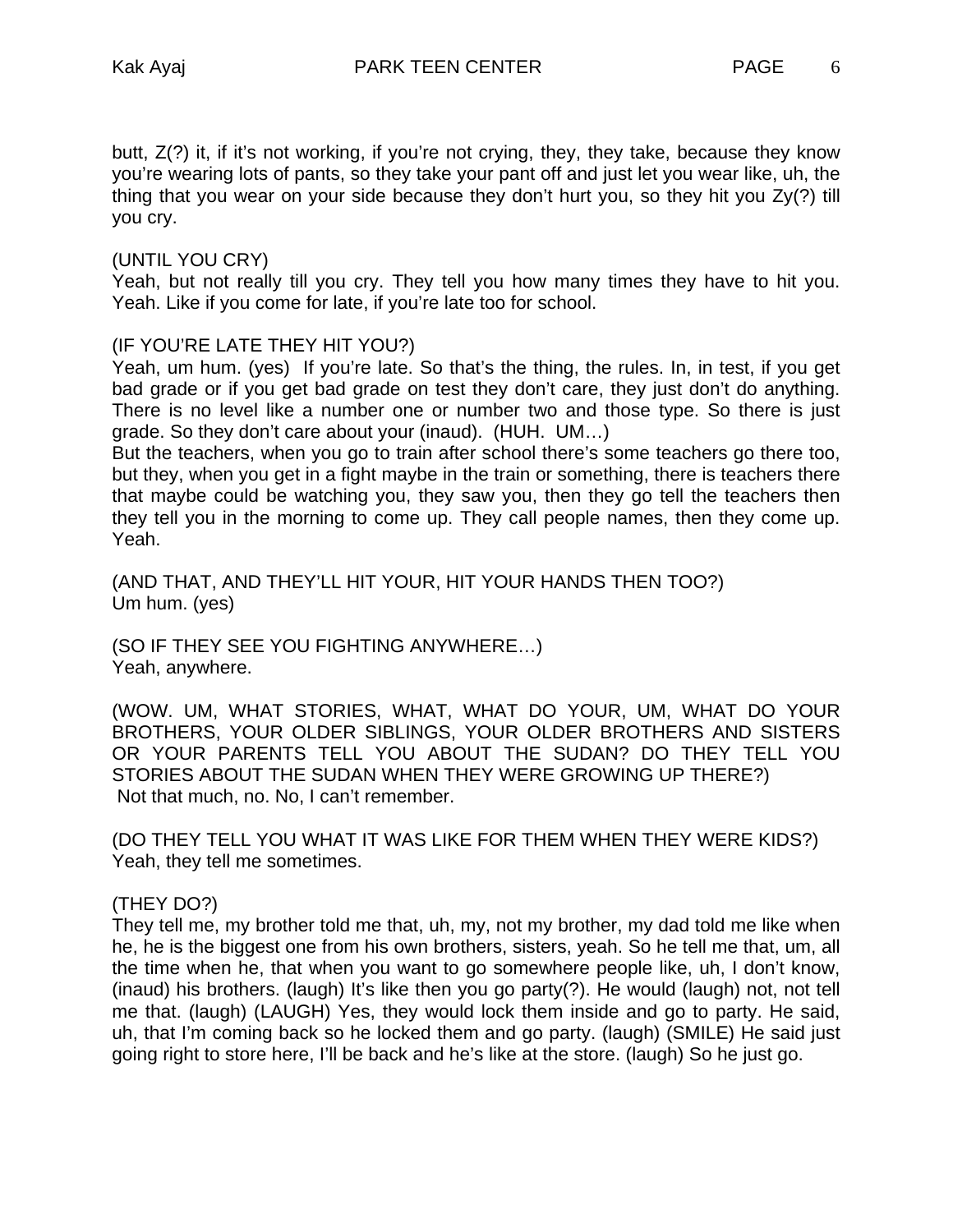butt, Z(?) it, if it's not working, if you're not crying, they, they take, because they know you're wearing lots of pants, so they take your pant off and just let you wear like, uh, the thing that you wear on your side because they don't hurt you, so they hit you Zy(?) till you cry.

(UNTIL YOU CRY)
Yeah, but not really till you cry. They tell you how many times they have to hit you. Yeah. Like if you come for late, if you're late too for school.

(IF YOU'RE LATE THEY HIT YOU?)
Yeah, um hum. (yes) If you're late. So that's the thing, the rules. In, in test, if you get bad grade or if you get bad grade on test they don't care, they just don't do anything. There is no level like a number one or number two and those type. So there is just grade. So they don't care about your (inaud). (HUH. UM…)
But the teachers, when you go to train after school there's some teachers go there too, but they, when you get in a fight maybe in the train or something, there is teachers there that maybe could be watching you, they saw you, then they go tell the teachers then they tell you in the morning to come up. They call people names, then they come up. Yeah.

(AND THAT, AND THEY'LL HIT YOUR, HIT YOUR HANDS THEN TOO?)
Um hum. (yes)

(SO IF THEY SEE YOU FIGHTING ANYWHERE…)
Yeah, anywhere.

(WOW. UM, WHAT STORIES, WHAT, WHAT DO YOUR, UM, WHAT DO YOUR BROTHERS, YOUR OLDER SIBLINGS, YOUR OLDER BROTHERS AND SISTERS OR YOUR PARENTS TELL YOU ABOUT THE SUDAN? DO THEY TELL YOU STORIES ABOUT THE SUDAN WHEN THEY WERE GROWING UP THERE?)
Not that much, no. No, I can't remember.

(DO THEY TELL YOU WHAT IT WAS LIKE FOR THEM WHEN THEY WERE KIDS?)
Yeah, they tell me sometimes.

(THEY DO?)
They tell me, my brother told me that, uh, my, not my brother, my dad told me like when he, he is the biggest one from his own brothers, sisters, yeah. So he tell me that, um, all the time when he, that when you want to go somewhere people like, uh, I don't know, (inaud) his brothers. (laugh) It's like then you go party(?). He would (laugh) not, not tell me that. (laugh) (LAUGH) Yes, they would lock them inside and go to party. He said, uh, that I'm coming back so he locked them and go party. (laugh) (SMILE) He said just going right to store here, I'll be back and he's like at the store. (laugh) So he just go.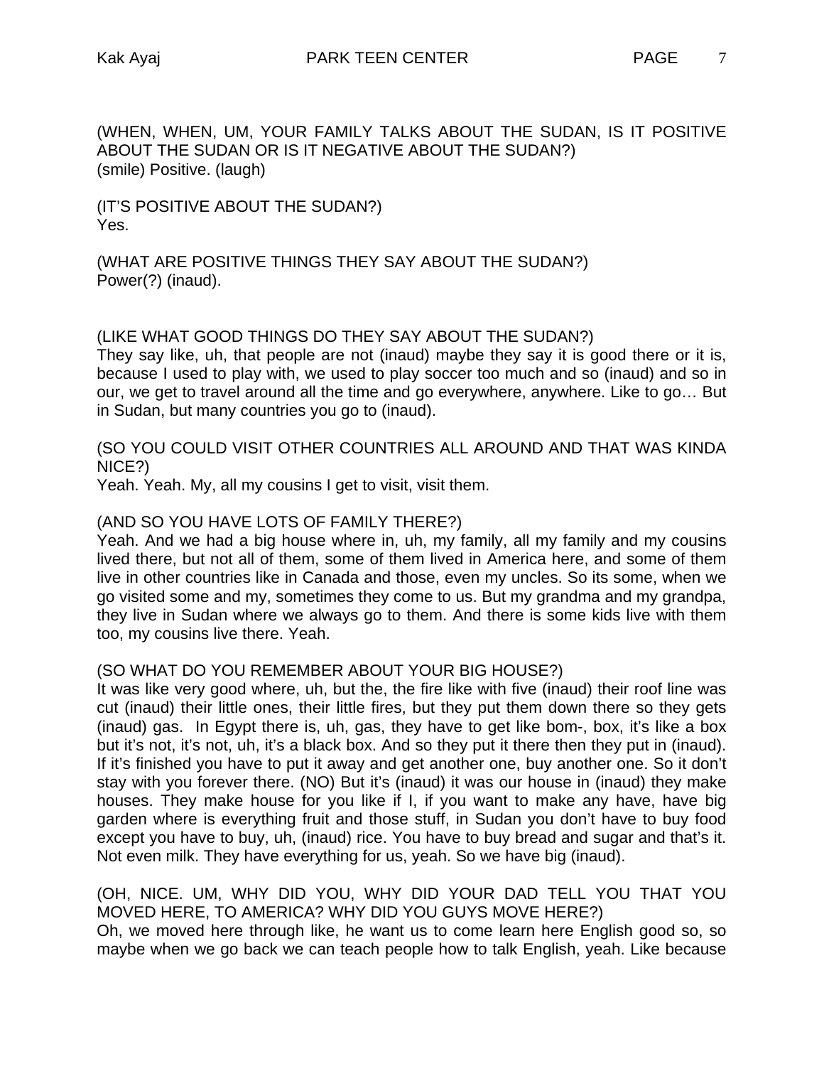(WHEN, WHEN, UM, YOUR FAMILY TALKS ABOUT THE SUDAN, IS IT POSITIVE ABOUT THE SUDAN OR IS IT NEGATIVE ABOUT THE SUDAN?)
(smile) Positive. (laugh)

(IT'S POSITIVE ABOUT THE SUDAN?)
Yes.

(WHAT ARE POSITIVE THINGS THEY SAY ABOUT THE SUDAN?)
Power(?) (inaud).

(LIKE WHAT GOOD THINGS DO THEY SAY ABOUT THE SUDAN?)
They say like, uh, that people are not (inaud) maybe they say it is good there or it is, because I used to play with, we used to play soccer too much and so (inaud) and so in our, we get to travel around all the time and go everywhere, anywhere. Like to go… But in Sudan, but many countries you go to (inaud).

(SO YOU COULD VISIT OTHER COUNTRIES ALL AROUND AND THAT WAS KINDA NICE?)
Yeah. Yeah. My, all my cousins I get to visit, visit them.

(AND SO YOU HAVE LOTS OF FAMILY THERE?)
Yeah. And we had a big house where in, uh, my family, all my family and my cousins lived there, but not all of them, some of them lived in America here, and some of them live in other countries like in Canada and those, even my uncles. So its some, when we go visited some and my, sometimes they come to us. But my grandma and my grandpa, they live in Sudan where we always go to them. And there is some kids live with them too, my cousins live there. Yeah.

(SO WHAT DO YOU REMEMBER ABOUT YOUR BIG HOUSE?)
It was like very good where, uh, but the, the fire like with five (inaud) their roof line was cut (inaud) their little ones, their little fires, but they put them down there so they gets (inaud) gas. In Egypt there is, uh, gas, they have to get like bom-, box, it's like a box but it's not, it's not, uh, it's a black box. And so they put it there then they put in (inaud). If it's finished you have to put it away and get another one, buy another one. So it don't stay with you forever there. (NO) But it's (inaud) it was our house in (inaud) they make houses. They make house for you like if I, if you want to make any have, have big garden where is everything fruit and those stuff, in Sudan you don't have to buy food except you have to buy, uh, (inaud) rice. You have to buy bread and sugar and that's it. Not even milk. They have everything for us, yeah. So we have big (inaud).

(OH, NICE. UM, WHY DID YOU, WHY DID YOUR DAD TELL YOU THAT YOU MOVED HERE, TO AMERICA? WHY DID YOU GUYS MOVE HERE?)
Oh, we moved here through like, he want us to come learn here English good so, so maybe when we go back we can teach people how to talk English, yeah. Like because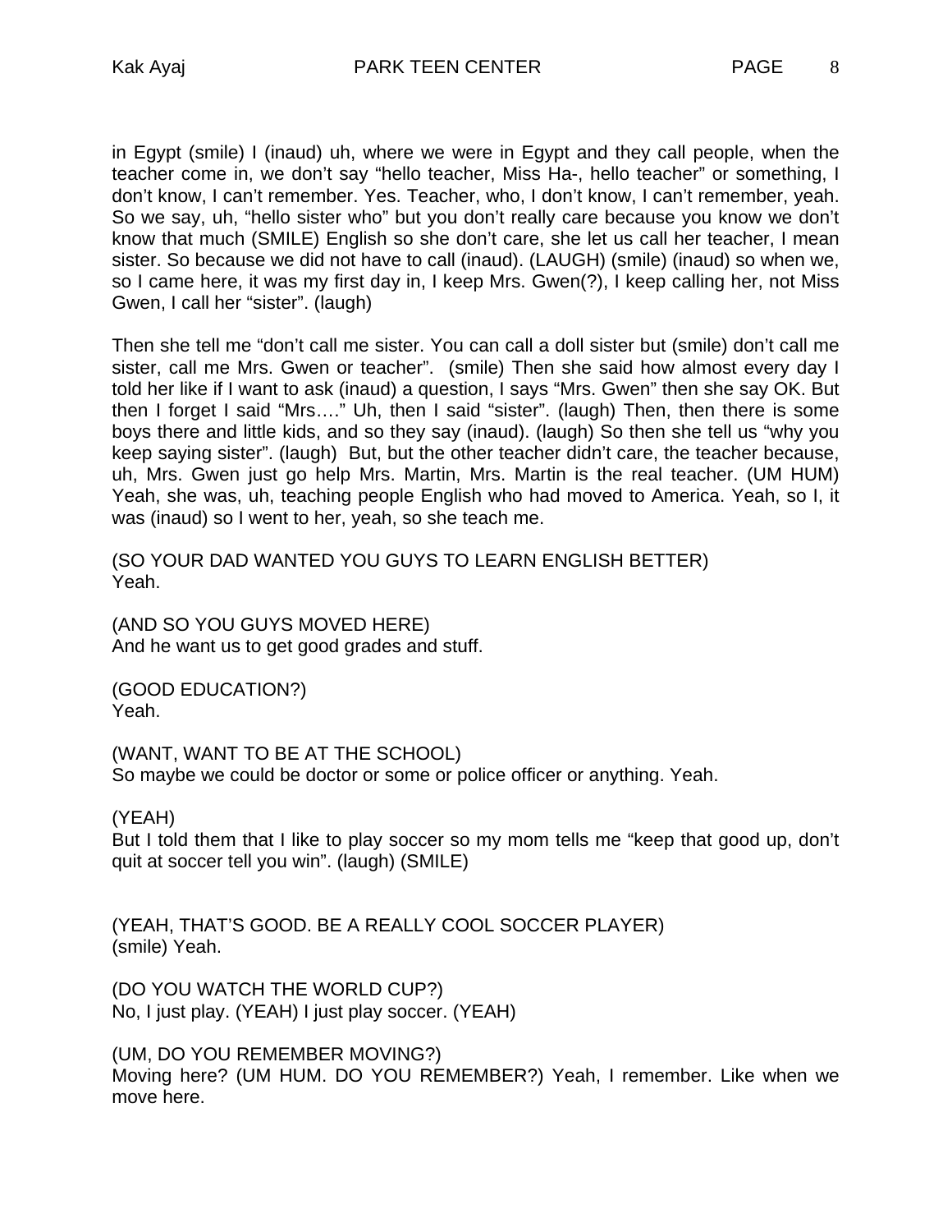in Egypt (smile) I (inaud) uh, where we were in Egypt and they call people, when the teacher come in, we don't say "hello teacher, Miss Ha-, hello teacher" or something, I don't know, I can't remember. Yes. Teacher, who, I don't know, I can't remember, yeah. So we say, uh, "hello sister who" but you don't really care because you know we don't know that much (SMILE) English so she don't care, she let us call her teacher, I mean sister. So because we did not have to call (inaud). (LAUGH) (smile) (inaud) so when we, so I came here, it was my first day in, I keep Mrs. Gwen(?), I keep calling her, not Miss Gwen, I call her "sister". (laugh)

Then she tell me "don't call me sister. You can call a doll sister but (smile) don't call me sister, call me Mrs. Gwen or teacher". (smile) Then she said how almost every day I told her like if I want to ask (inaud) a question, I says "Mrs. Gwen" then she say OK. But then I forget I said "Mrs…." Uh, then I said "sister". (laugh) Then, then there is some boys there and little kids, and so they say (inaud). (laugh) So then she tell us "why you keep saying sister". (laugh) But, but the other teacher didn't care, the teacher because, uh, Mrs. Gwen just go help Mrs. Martin, Mrs. Martin is the real teacher. (UM HUM) Yeah, she was, uh, teaching people English who had moved to America. Yeah, so I, it was (inaud) so I went to her, yeah, so she teach me.

(SO YOUR DAD WANTED YOU GUYS TO LEARN ENGLISH BETTER)
Yeah.

(AND SO YOU GUYS MOVED HERE)
And he want us to get good grades and stuff.

(GOOD EDUCATION?)
Yeah.

(WANT, WANT TO BE AT THE SCHOOL)
So maybe we could be doctor or some or police officer or anything. Yeah.

(YEAH)
But I told them that I like to play soccer so my mom tells me "keep that good up, don't quit at soccer tell you win". (laugh) (SMILE)

(YEAH, THAT'S GOOD. BE A REALLY COOL SOCCER PLAYER)
(smile) Yeah.

(DO YOU WATCH THE WORLD CUP?)
No, I just play. (YEAH) I just play soccer. (YEAH)

(UM, DO YOU REMEMBER MOVING?)
Moving here? (UM HUM. DO YOU REMEMBER?) Yeah, I remember. Like when we move here.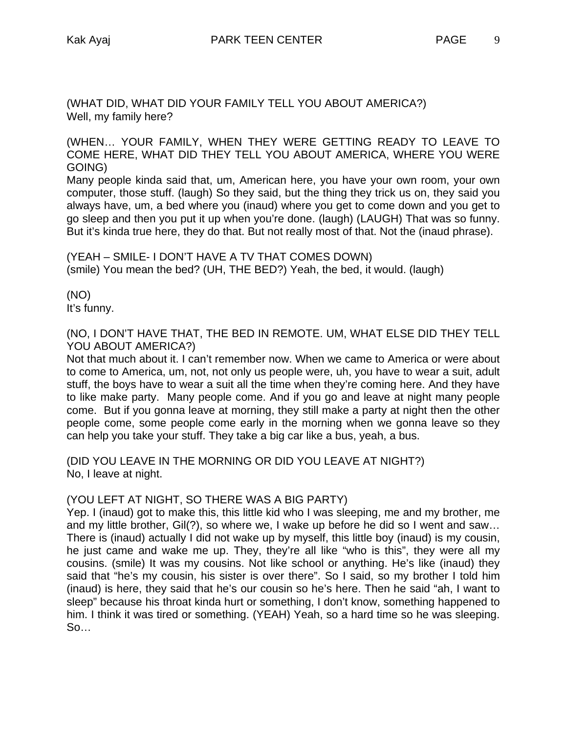(WHAT DID, WHAT DID YOUR FAMILY TELL YOU ABOUT AMERICA?)
Well, my family here?

(WHEN… YOUR FAMILY, WHEN THEY WERE GETTING READY TO LEAVE TO COME HERE, WHAT DID THEY TELL YOU ABOUT AMERICA, WHERE YOU WERE GOING)
Many people kinda said that, um, American here, you have your own room, your own computer, those stuff. (laugh) So they said, but the thing they trick us on, they said you always have, um, a bed where you (inaud) where you get to come down and you get to go sleep and then you put it up when you're done. (laugh) (LAUGH) That was so funny. But it's kinda true here, they do that. But not really most of that. Not the (inaud phrase).

(YEAH – SMILE- I DON'T HAVE A TV THAT COMES DOWN)
(smile) You mean the bed? (UH, THE BED?) Yeah, the bed, it would. (laugh)

(NO)
It's funny.

(NO, I DON'T HAVE THAT, THE BED IN REMOTE. UM, WHAT ELSE DID THEY TELL YOU ABOUT AMERICA?)
Not that much about it. I can't remember now. When we came to America or were about to come to America, um, not, not only us people were, uh, you have to wear a suit, adult stuff, the boys have to wear a suit all the time when they're coming here. And they have to like make party. Many people come. And if you go and leave at night many people come. But if you gonna leave at morning, they still make a party at night then the other people come, some people come early in the morning when we gonna leave so they can help you take your stuff. They take a big car like a bus, yeah, a bus.

(DID YOU LEAVE IN THE MORNING OR DID YOU LEAVE AT NIGHT?)
No, I leave at night.

(YOU LEFT AT NIGHT, SO THERE WAS A BIG PARTY)
Yep. I (inaud) got to make this, this little kid who I was sleeping, me and my brother, me and my little brother, Gil(?), so where we, I wake up before he did so I went and saw… There is (inaud) actually I did not wake up by myself, this little boy (inaud) is my cousin, he just came and wake me up. They, they're all like "who is this", they were all my cousins. (smile) It was my cousins. Not like school or anything. He's like (inaud) they said that "he's my cousin, his sister is over there". So I said, so my brother I told him (inaud) is here, they said that he's our cousin so he's here. Then he said "ah, I want to sleep" because his throat kinda hurt or something, I don't know, something happened to him. I think it was tired or something. (YEAH) Yeah, so a hard time so he was sleeping. So…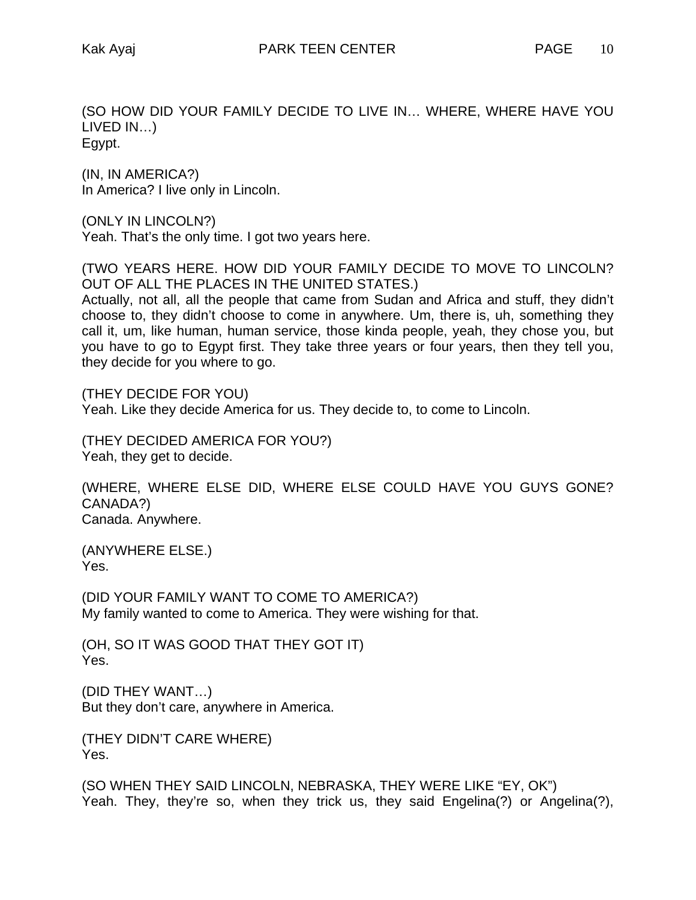(SO HOW DID YOUR FAMILY DECIDE TO LIVE IN… WHERE, WHERE HAVE YOU LIVED IN…)
Egypt.

(IN, IN AMERICA?)
In America? I live only in Lincoln.

(ONLY IN LINCOLN?)
Yeah. That's the only time. I got two years here.

(TWO YEARS HERE. HOW DID YOUR FAMILY DECIDE TO MOVE TO LINCOLN? OUT OF ALL THE PLACES IN THE UNITED STATES.)
Actually, not all, all the people that came from Sudan and Africa and stuff, they didn't choose to, they didn't choose to come in anywhere. Um, there is, uh, something they call it, um, like human, human service, those kinda people, yeah, they chose you, but you have to go to Egypt first. They take three years or four years, then they tell you, they decide for you where to go.

(THEY DECIDE FOR YOU)
Yeah. Like they decide America for us. They decide to, to come to Lincoln.

(THEY DECIDED AMERICA FOR YOU?)
Yeah, they get to decide.

(WHERE, WHERE ELSE DID, WHERE ELSE COULD HAVE YOU GUYS GONE? CANADA?)
Canada. Anywhere.

(ANYWHERE ELSE.)
Yes.

(DID YOUR FAMILY WANT TO COME TO AMERICA?)
My family wanted to come to America. They were wishing for that.

(OH, SO IT WAS GOOD THAT THEY GOT IT)
Yes.

(DID THEY WANT…)
But they don't care, anywhere in America.

(THEY DIDN'T CARE WHERE)
Yes.

(SO WHEN THEY SAID LINCOLN, NEBRASKA, THEY WERE LIKE "EY, OK")
Yeah. They, they're so, when they trick us, they said Engelina(?) or Angelina(?),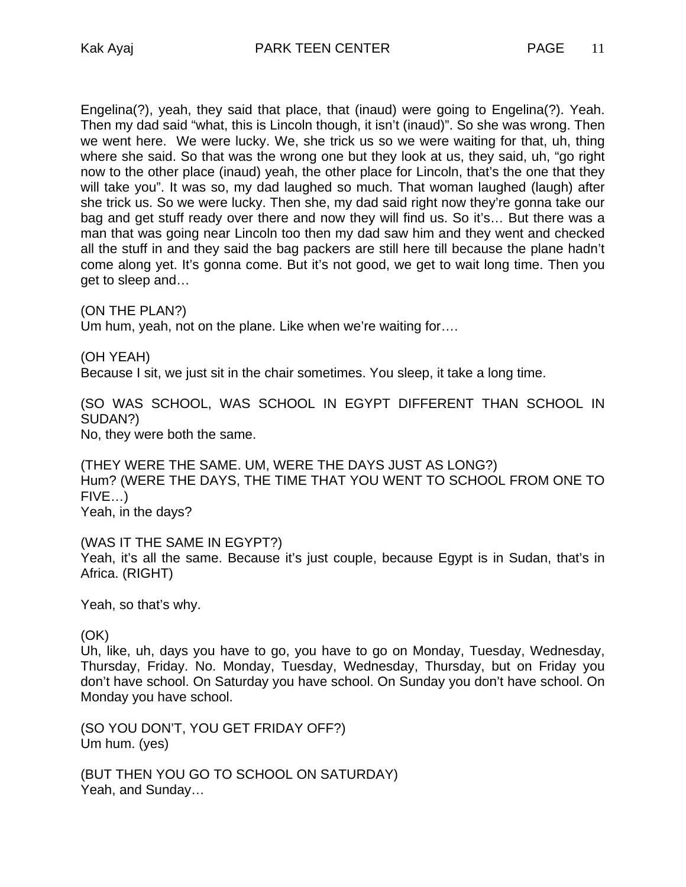Engelina(?), yeah, they said that place, that (inaud) were going to Engelina(?). Yeah. Then my dad said "what, this is Lincoln though, it isn't (inaud)". So she was wrong. Then we went here.  We were lucky. We, she trick us so we were waiting for that, uh, thing where she said. So that was the wrong one but they look at us, they said, uh, "go right now to the other place (inaud) yeah, the other place for Lincoln, that's the one that they will take you". It was so, my dad laughed so much. That woman laughed (laugh) after she trick us. So we were lucky. Then she, my dad said right now they're gonna take our bag and get stuff ready over there and now they will find us. So it's… But there was a man that was going near Lincoln too then my dad saw him and they went and checked all the stuff in and they said the bag packers are still here till because the plane hadn't come along yet. It's gonna come. But it's not good, we get to wait long time. Then you get to sleep and…

(ON THE PLAN?)
Um hum, yeah, not on the plane. Like when we're waiting for….

(OH YEAH)
Because I sit, we just sit in the chair sometimes. You sleep, it take a long time.

(SO WAS SCHOOL, WAS SCHOOL IN EGYPT DIFFERENT THAN SCHOOL IN SUDAN?)
No, they were both the same.

(THEY WERE THE SAME. UM, WERE THE DAYS JUST AS LONG?)
Hum? (WERE THE DAYS, THE TIME THAT YOU WENT TO SCHOOL FROM ONE TO FIVE…)
Yeah, in the days?

(WAS IT THE SAME IN EGYPT?)
Yeah, it's all the same. Because it's just couple, because Egypt is in Sudan, that's in Africa. (RIGHT)

Yeah, so that's why.

(OK)
Uh, like, uh, days you have to go, you have to go on Monday, Tuesday, Wednesday, Thursday, Friday. No. Monday, Tuesday, Wednesday, Thursday, but on Friday you don't have school. On Saturday you have school. On Sunday you don't have school. On Monday you have school.

(SO YOU DON'T, YOU GET FRIDAY OFF?)
Um hum. (yes)

(BUT THEN YOU GO TO SCHOOL ON SATURDAY)
Yeah, and Sunday…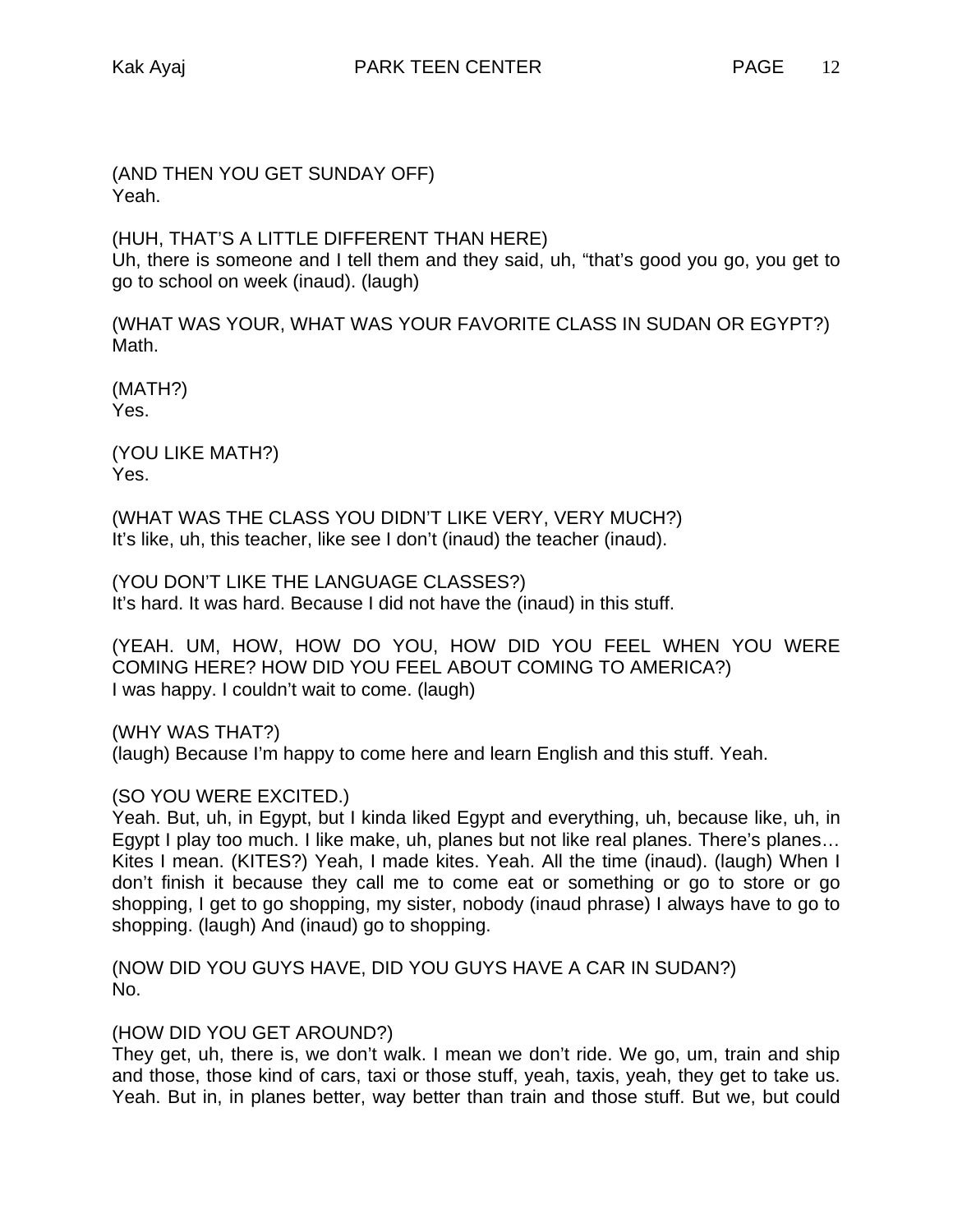(AND THEN YOU GET SUNDAY OFF)
Yeah.

(HUH, THAT'S A LITTLE DIFFERENT THAN HERE)
Uh, there is someone and I tell them and they said, uh, "that's good you go, you get to go to school on week (inaud). (laugh)

(WHAT WAS YOUR, WHAT WAS YOUR FAVORITE CLASS IN SUDAN OR EGYPT?)
Math.

(MATH?)
Yes.

(YOU LIKE MATH?)
Yes.

(WHAT WAS THE CLASS YOU DIDN'T LIKE VERY, VERY MUCH?)
It's like, uh, this teacher, like see I don't (inaud) the teacher (inaud).

(YOU DON'T LIKE THE LANGUAGE CLASSES?)
It's hard. It was hard. Because I did not have the (inaud) in this stuff.

(YEAH. UM, HOW, HOW DO YOU, HOW DID YOU FEEL WHEN YOU WERE COMING HERE? HOW DID YOU FEEL ABOUT COMING TO AMERICA?)
I was happy. I couldn't wait to come. (laugh)

(WHY WAS THAT?)
(laugh) Because I'm happy to come here and learn English and this stuff. Yeah.

(SO YOU WERE EXCITED.)
Yeah. But, uh, in Egypt, but I kinda liked Egypt and everything, uh, because like, uh, in Egypt I play too much. I like make, uh, planes but not like real planes. There's planes… Kites I mean. (KITES?) Yeah, I made kites. Yeah. All the time (inaud). (laugh) When I don't finish it because they call me to come eat or something or go to store or go shopping, I get to go shopping, my sister, nobody (inaud phrase) I always have to go to shopping. (laugh) And (inaud) go to shopping.

(NOW DID YOU GUYS HAVE, DID YOU GUYS HAVE A CAR IN SUDAN?)
No.

(HOW DID YOU GET AROUND?)
They get, uh, there is, we don't walk. I mean we don't ride. We go, um, train and ship and those, those kind of cars, taxi or those stuff, yeah, taxis, yeah, they get to take us. Yeah. But in, in planes better, way better than train and those stuff. But we, but could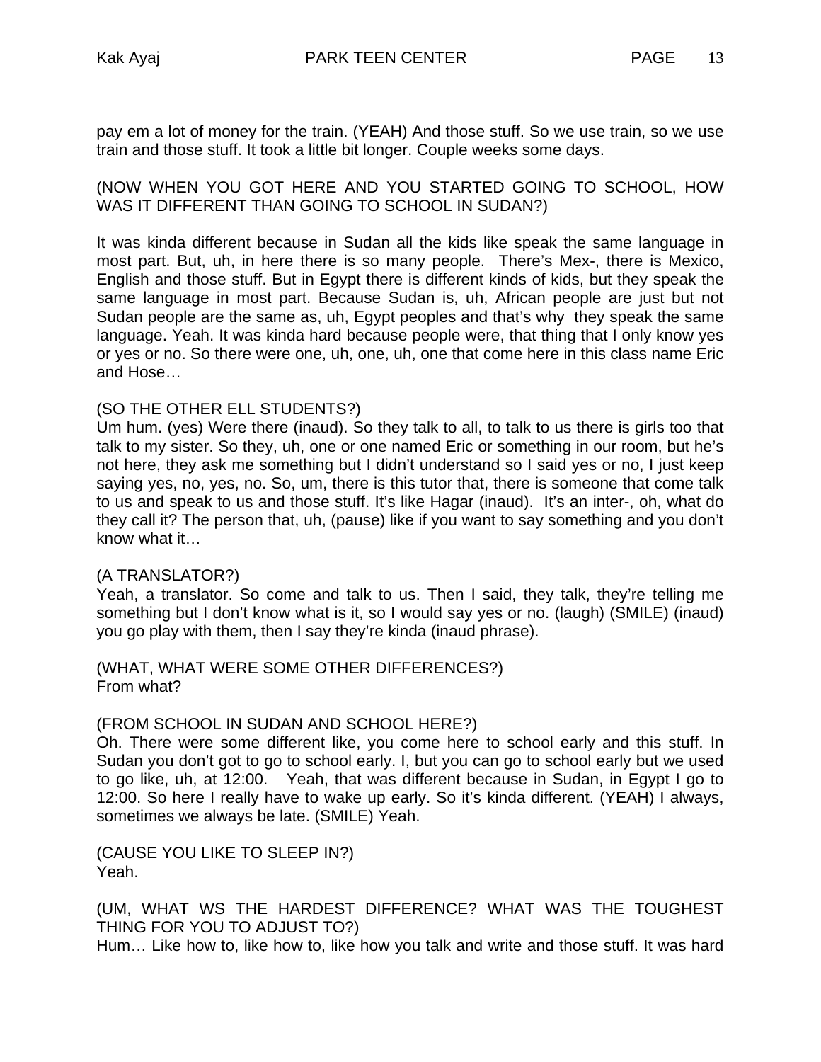pay em a lot of money for the train. (YEAH) And those stuff. So we use train, so we use train and those stuff. It took a little bit longer. Couple weeks some days.

(NOW WHEN YOU GOT HERE AND YOU STARTED GOING TO SCHOOL, HOW WAS IT DIFFERENT THAN GOING TO SCHOOL IN SUDAN?)

It was kinda different because in Sudan all the kids like speak the same language in most part. But, uh, in here there is so many people. There's Mex-, there is Mexico, English and those stuff. But in Egypt there is different kinds of kids, but they speak the same language in most part. Because Sudan is, uh, African people are just but not Sudan people are the same as, uh, Egypt peoples and that's why they speak the same language. Yeah. It was kinda hard because people were, that thing that I only know yes or yes or no. So there were one, uh, one, uh, one that come here in this class name Eric and Hose…

(SO THE OTHER ELL STUDENTS?)
Um hum. (yes) Were there (inaud). So they talk to all, to talk to us there is girls too that talk to my sister. So they, uh, one or one named Eric or something in our room, but he's not here, they ask me something but I didn't understand so I said yes or no, I just keep saying yes, no, yes, no. So, um, there is this tutor that, there is someone that come talk to us and speak to us and those stuff. It's like Hagar (inaud). It's an inter-, oh, what do they call it? The person that, uh, (pause) like if you want to say something and you don't know what it…

(A TRANSLATOR?)
Yeah, a translator. So come and talk to us. Then I said, they talk, they're telling me something but I don't know what is it, so I would say yes or no. (laugh) (SMILE) (inaud) you go play with them, then I say they're kinda (inaud phrase).

(WHAT, WHAT WERE SOME OTHER DIFFERENCES?)
From what?

(FROM SCHOOL IN SUDAN AND SCHOOL HERE?)
Oh. There were some different like, you come here to school early and this stuff. In Sudan you don't got to go to school early. I, but you can go to school early but we used to go like, uh, at 12:00. Yeah, that was different because in Sudan, in Egypt I go to 12:00. So here I really have to wake up early. So it's kinda different. (YEAH) I always, sometimes we always be late. (SMILE) Yeah.

(CAUSE YOU LIKE TO SLEEP IN?)
Yeah.

(UM, WHAT WS THE HARDEST DIFFERENCE? WHAT WAS THE TOUGHEST THING FOR YOU TO ADJUST TO?)
Hum… Like how to, like how to, like how you talk and write and those stuff. It was hard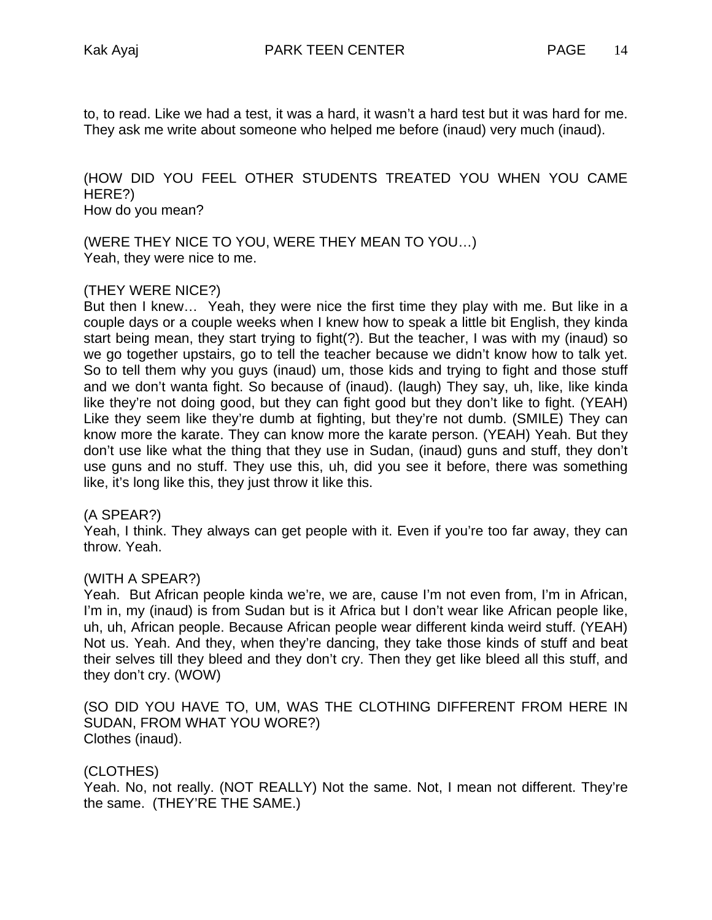to, to read. Like we had a test, it was a hard, it wasn't a hard test but it was hard for me. They ask me write about someone who helped me before (inaud) very much (inaud).

(HOW DID YOU FEEL OTHER STUDENTS TREATED YOU WHEN YOU CAME HERE?)
How do you mean?

(WERE THEY NICE TO YOU, WERE THEY MEAN TO YOU…)
Yeah, they were nice to me.

(THEY WERE NICE?)
But then I knew… Yeah, they were nice the first time they play with me. But like in a couple days or a couple weeks when I knew how to speak a little bit English, they kinda start being mean, they start trying to fight(?). But the teacher, I was with my (inaud) so we go together upstairs, go to tell the teacher because we didn't know how to talk yet. So to tell them why you guys (inaud) um, those kids and trying to fight and those stuff and we don't wanta fight. So because of (inaud). (laugh) They say, uh, like, like kinda like they're not doing good, but they can fight good but they don't like to fight. (YEAH) Like they seem like they're dumb at fighting, but they're not dumb. (SMILE) They can know more the karate. They can know more the karate person. (YEAH) Yeah. But they don't use like what the thing that they use in Sudan, (inaud) guns and stuff, they don't use guns and no stuff. They use this, uh, did you see it before, there was something like, it's long like this, they just throw it like this.

(A SPEAR?)
Yeah, I think. They always can get people with it. Even if you're too far away, they can throw. Yeah.

(WITH A SPEAR?)
Yeah. But African people kinda we're, we are, cause I'm not even from, I'm in African, I'm in, my (inaud) is from Sudan but is it Africa but I don't wear like African people like, uh, uh, African people. Because African people wear different kinda weird stuff. (YEAH) Not us. Yeah. And they, when they're dancing, they take those kinds of stuff and beat their selves till they bleed and they don't cry. Then they get like bleed all this stuff, and they don't cry. (WOW)

(SO DID YOU HAVE TO, UM, WAS THE CLOTHING DIFFERENT FROM HERE IN SUDAN, FROM WHAT YOU WORE?)
Clothes (inaud).

(CLOTHES)
Yeah. No, not really. (NOT REALLY) Not the same. Not, I mean not different. They're the same. (THEY'RE THE SAME.)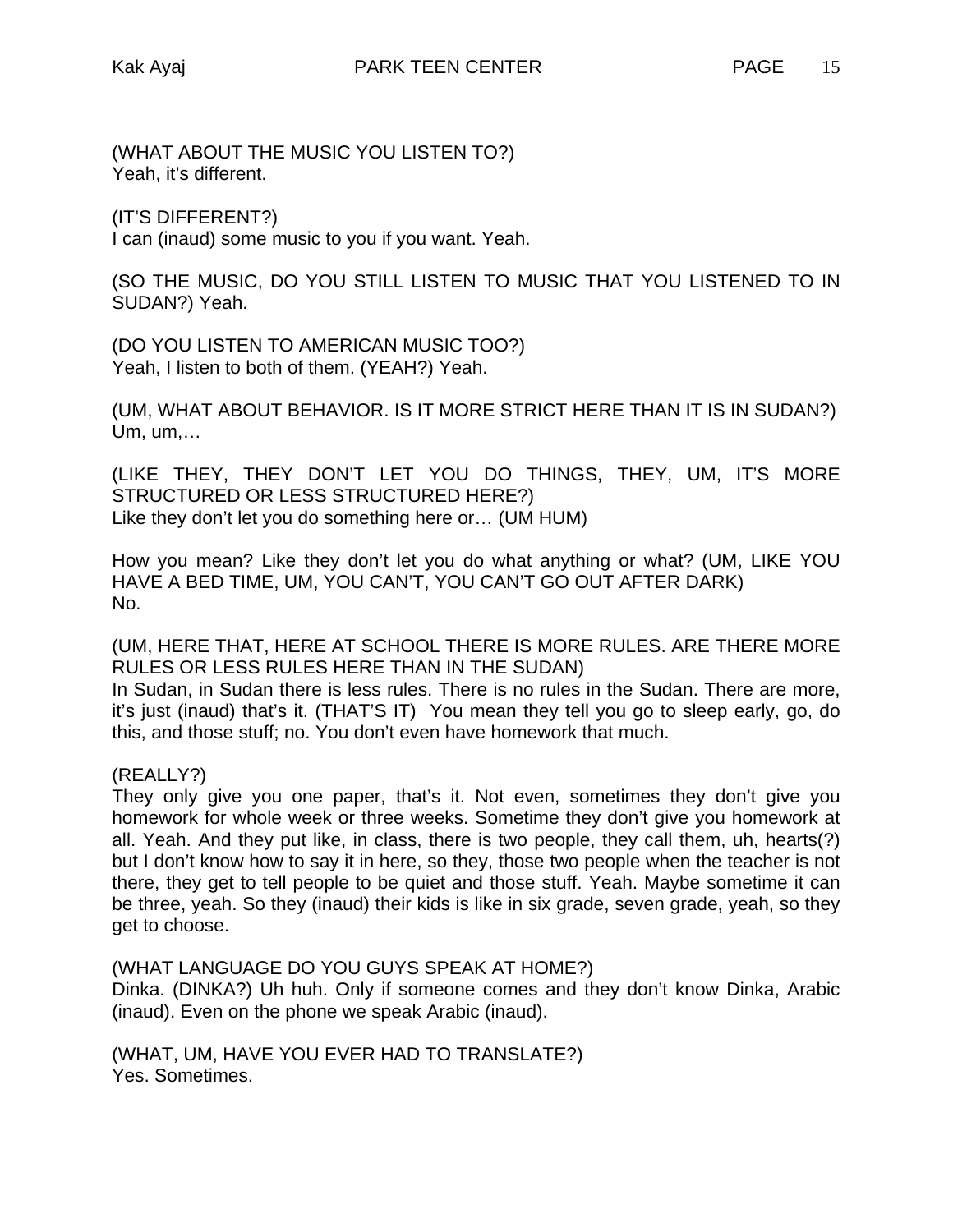(WHAT ABOUT THE MUSIC YOU LISTEN TO?)
Yeah, it's different.

(IT'S DIFFERENT?)
I can (inaud) some music to you if you want. Yeah.

(SO THE MUSIC, DO YOU STILL LISTEN TO MUSIC THAT YOU LISTENED TO IN SUDAN?) Yeah.

(DO YOU LISTEN TO AMERICAN MUSIC TOO?)
Yeah, I listen to both of them. (YEAH?) Yeah.

(UM, WHAT ABOUT BEHAVIOR. IS IT MORE STRICT HERE THAN IT IS IN SUDAN?)
Um, um,…

(LIKE THEY, THEY DON'T LET YOU DO THINGS, THEY, UM, IT'S MORE STRUCTURED OR LESS STRUCTURED HERE?)
Like they don't let you do something here or… (UM HUM)

How you mean? Like they don't let you do what anything or what? (UM, LIKE YOU HAVE A BED TIME, UM, YOU CAN'T, YOU CAN'T GO OUT AFTER DARK)
No.

(UM, HERE THAT, HERE AT SCHOOL THERE IS MORE RULES. ARE THERE MORE RULES OR LESS RULES HERE THAN IN THE SUDAN)
In Sudan, in Sudan there is less rules. There is no rules in the Sudan. There are more, it's just (inaud) that's it. (THAT'S IT) You mean they tell you go to sleep early, go, do this, and those stuff; no. You don't even have homework that much.

(REALLY?)
They only give you one paper, that's it. Not even, sometimes they don't give you homework for whole week or three weeks. Sometime they don't give you homework at all. Yeah. And they put like, in class, there is two people, they call them, uh, hearts(?) but I don't know how to say it in here, so they, those two people when the teacher is not there, they get to tell people to be quiet and those stuff. Yeah. Maybe sometime it can be three, yeah. So they (inaud) their kids is like in six grade, seven grade, yeah, so they get to choose.

(WHAT LANGUAGE DO YOU GUYS SPEAK AT HOME?)
Dinka. (DINKA?) Uh huh. Only if someone comes and they don't know Dinka, Arabic (inaud). Even on the phone we speak Arabic (inaud).

(WHAT, UM, HAVE YOU EVER HAD TO TRANSLATE?)
Yes. Sometimes.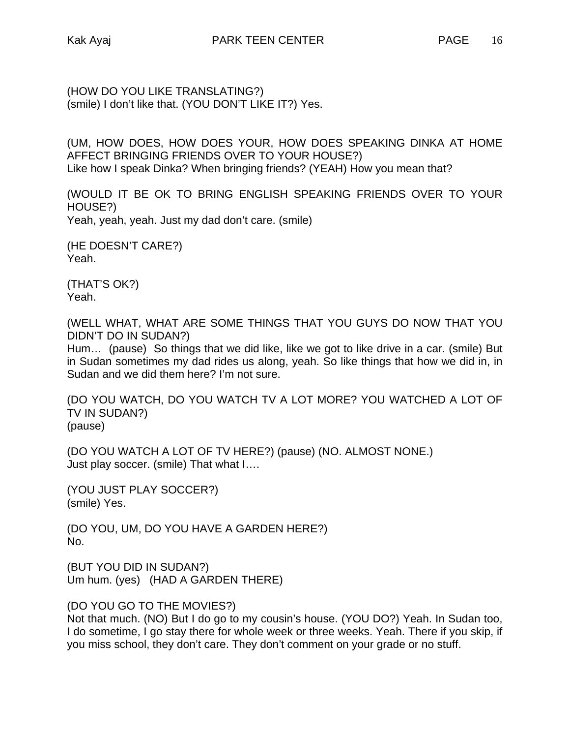(HOW DO YOU LIKE TRANSLATING?)
(smile) I don't like that. (YOU DON'T LIKE IT?) Yes.

(UM, HOW DOES, HOW DOES YOUR, HOW DOES SPEAKING DINKA AT HOME AFFECT BRINGING FRIENDS OVER TO YOUR HOUSE?)
Like how I speak Dinka? When bringing friends? (YEAH) How you mean that?

(WOULD IT BE OK TO BRING ENGLISH SPEAKING FRIENDS OVER TO YOUR HOUSE?)
Yeah, yeah, yeah. Just my dad don't care. (smile)

(HE DOESN'T CARE?)
Yeah.

(THAT'S OK?)
Yeah.

(WELL WHAT, WHAT ARE SOME THINGS THAT YOU GUYS DO NOW THAT YOU DIDN'T DO IN SUDAN?)
Hum… (pause) So things that we did like, like we got to like drive in a car. (smile) But in Sudan sometimes my dad rides us along, yeah. So like things that how we did in, in Sudan and we did them here? I'm not sure.

(DO YOU WATCH, DO YOU WATCH TV A LOT MORE? YOU WATCHED A LOT OF TV IN SUDAN?)
(pause)

(DO YOU WATCH A LOT OF TV HERE?) (pause) (NO. ALMOST NONE.)
Just play soccer. (smile) That what I….

(YOU JUST PLAY SOCCER?)
(smile) Yes.

(DO YOU, UM, DO YOU HAVE A GARDEN HERE?)
No.

(BUT YOU DID IN SUDAN?)
Um hum. (yes) (HAD A GARDEN THERE)

(DO YOU GO TO THE MOVIES?)
Not that much. (NO) But I do go to my cousin's house. (YOU DO?) Yeah. In Sudan too, I do sometime, I go stay there for whole week or three weeks. Yeah. There if you skip, if you miss school, they don't care. They don't comment on your grade or no stuff.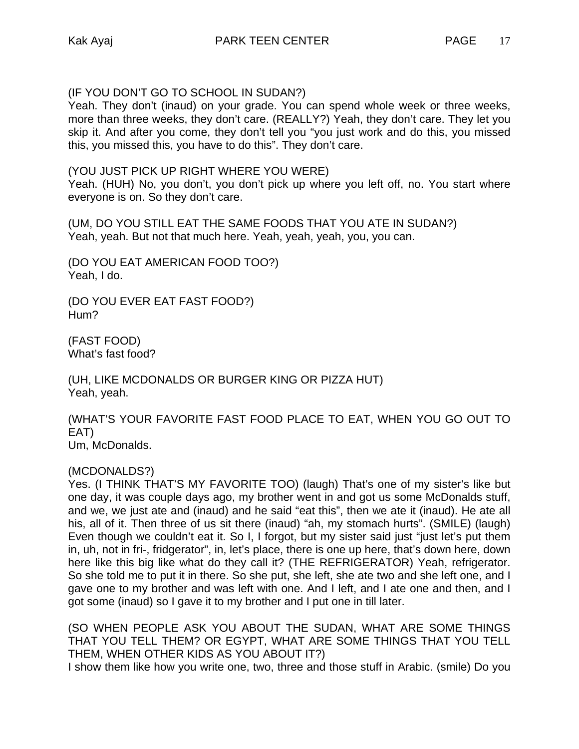(IF YOU DON'T GO TO SCHOOL IN SUDAN?)
Yeah. They don't (inaud) on your grade. You can spend whole week or three weeks, more than three weeks, they don't care. (REALLY?) Yeah, they don't care. They let you skip it. And after you come, they don't tell you "you just work and do this, you missed this, you missed this, you have to do this". They don't care.

(YOU JUST PICK UP RIGHT WHERE YOU WERE)
Yeah. (HUH) No, you don't, you don't pick up where you left off, no. You start where everyone is on. So they don't care.

(UM, DO YOU STILL EAT THE SAME FOODS THAT YOU ATE IN SUDAN?)
Yeah, yeah. But not that much here. Yeah, yeah, yeah, you, you can.

(DO YOU EAT AMERICAN FOOD TOO?)
Yeah, I do.

(DO YOU EVER EAT FAST FOOD?)
Hum?

(FAST FOOD)
What's fast food?

(UH, LIKE MCDONALDS OR BURGER KING OR PIZZA HUT)
Yeah, yeah.

(WHAT'S YOUR FAVORITE FAST FOOD PLACE TO EAT, WHEN YOU GO OUT TO EAT)
Um, McDonalds.

(MCDONALDS?)
Yes. (I THINK THAT'S MY FAVORITE TOO) (laugh) That's one of my sister's like but one day, it was couple days ago, my brother went in and got us some McDonalds stuff, and we, we just ate and (inaud) and he said "eat this", then we ate it (inaud). He ate all his, all of it. Then three of us sit there (inaud) "ah, my stomach hurts". (SMILE) (laugh) Even though we couldn't eat it. So I, I forgot, but my sister said just "just let's put them in, uh, not in fri-, fridgerator", in, let's place, there is one up here, that's down here, down here like this big like what do they call it? (THE REFRIGERATOR) Yeah, refrigerator. So she told me to put it in there. So she put, she left, she ate two and she left one, and I gave one to my brother and was left with one. And I left, and I ate one and then, and I got some (inaud) so I gave it to my brother and I put one in till later.

(SO WHEN PEOPLE ASK YOU ABOUT THE SUDAN, WHAT ARE SOME THINGS THAT YOU TELL THEM? OR EGYPT, WHAT ARE SOME THINGS THAT YOU TELL THEM, WHEN OTHER KIDS AS YOU ABOUT IT?)
I show them like how you write one, two, three and those stuff in Arabic. (smile) Do you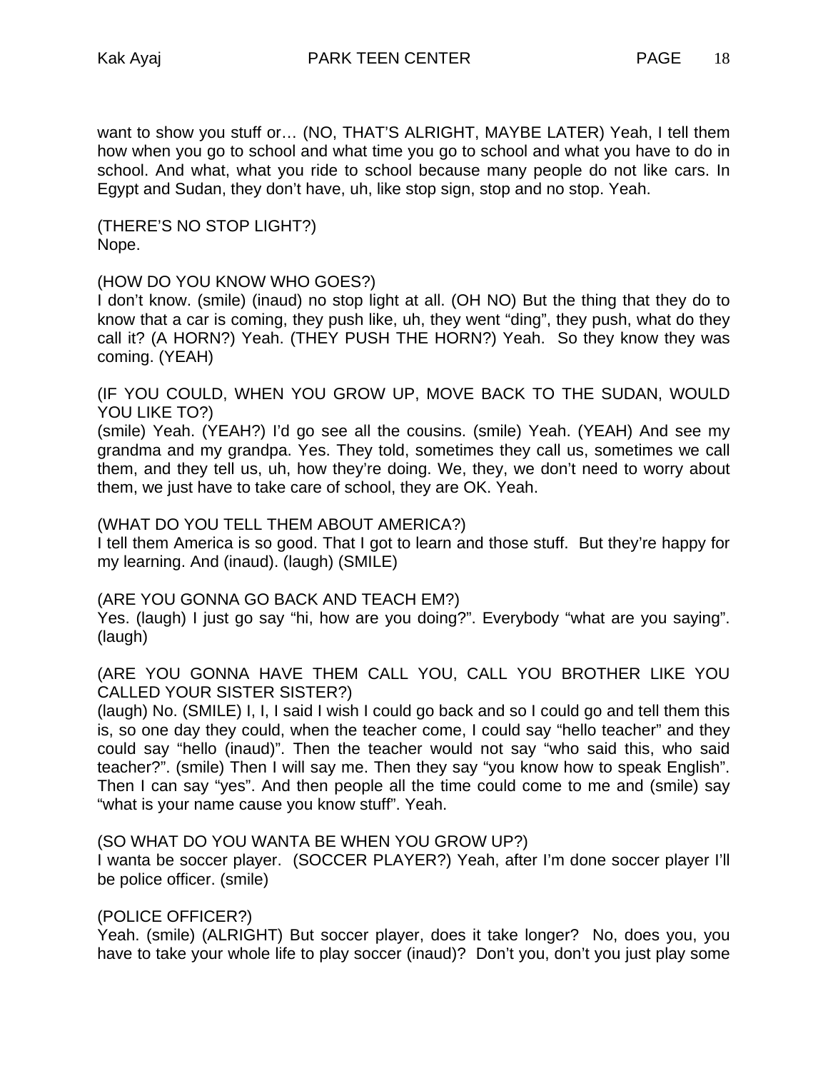want to show you stuff or… (NO, THAT'S ALRIGHT, MAYBE LATER) Yeah, I tell them how when you go to school and what time you go to school and what you have to do in school. And what, what you ride to school because many people do not like cars. In Egypt and Sudan, they don't have, uh, like stop sign, stop and no stop. Yeah.

(THERE'S NO STOP LIGHT?)
Nope.

(HOW DO YOU KNOW WHO GOES?)
I don't know. (smile) (inaud) no stop light at all. (OH NO) But the thing that they do to know that a car is coming, they push like, uh, they went "ding", they push, what do they call it? (A HORN?) Yeah. (THEY PUSH THE HORN?) Yeah. So they know they was coming. (YEAH)

(IF YOU COULD, WHEN YOU GROW UP, MOVE BACK TO THE SUDAN, WOULD YOU LIKE TO?)
(smile) Yeah. (YEAH?) I'd go see all the cousins. (smile) Yeah. (YEAH) And see my grandma and my grandpa. Yes. They told, sometimes they call us, sometimes we call them, and they tell us, uh, how they're doing. We, they, we don't need to worry about them, we just have to take care of school, they are OK. Yeah.

(WHAT DO YOU TELL THEM ABOUT AMERICA?)
I tell them America is so good. That I got to learn and those stuff. But they're happy for my learning. And (inaud). (laugh) (SMILE)

(ARE YOU GONNA GO BACK AND TEACH EM?)
Yes. (laugh) I just go say "hi, how are you doing?". Everybody "what are you saying". (laugh)

(ARE YOU GONNA HAVE THEM CALL YOU, CALL YOU BROTHER LIKE YOU CALLED YOUR SISTER SISTER?)
(laugh) No. (SMILE) I, I, I said I wish I could go back and so I could go and tell them this is, so one day they could, when the teacher come, I could say "hello teacher" and they could say "hello (inaud)". Then the teacher would not say "who said this, who said teacher?". (smile) Then I will say me. Then they say "you know how to speak English". Then I can say "yes". And then people all the time could come to me and (smile) say "what is your name cause you know stuff". Yeah.

(SO WHAT DO YOU WANTA BE WHEN YOU GROW UP?)
I wanta be soccer player. (SOCCER PLAYER?) Yeah, after I'm done soccer player I'll be police officer. (smile)

(POLICE OFFICER?)
Yeah. (smile) (ALRIGHT) But soccer player, does it take longer? No, does you, you have to take your whole life to play soccer (inaud)? Don't you, don't you just play some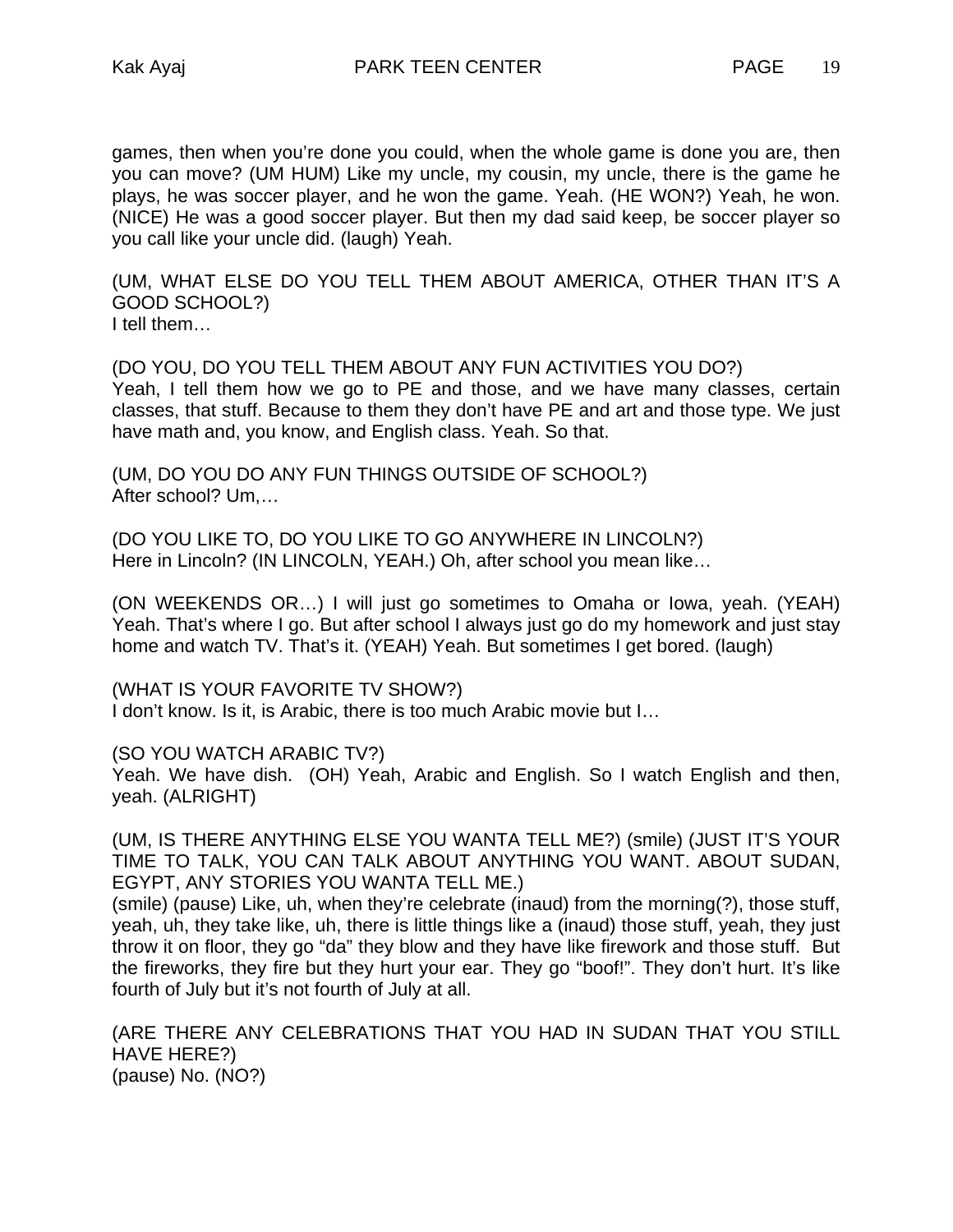games, then when you're done you could, when the whole game is done you are, then you can move? (UM HUM) Like my uncle, my cousin, my uncle, there is the game he plays, he was soccer player, and he won the game. Yeah. (HE WON?) Yeah, he won. (NICE) He was a good soccer player. But then my dad said keep, be soccer player so you call like your uncle did. (laugh) Yeah.

(UM, WHAT ELSE DO YOU TELL THEM ABOUT AMERICA, OTHER THAN IT'S A GOOD SCHOOL?)
I tell them…

(DO YOU, DO YOU TELL THEM ABOUT ANY FUN ACTIVITIES YOU DO?)
Yeah, I tell them how we go to PE and those, and we have many classes, certain classes, that stuff. Because to them they don't have PE and art and those type. We just have math and, you know, and English class. Yeah. So that.

(UM, DO YOU DO ANY FUN THINGS OUTSIDE OF SCHOOL?)
After school? Um,…

(DO YOU LIKE TO, DO YOU LIKE TO GO ANYWHERE IN LINCOLN?)
Here in Lincoln? (IN LINCOLN, YEAH.) Oh, after school you mean like…

(ON WEEKENDS OR…) I will just go sometimes to Omaha or Iowa, yeah. (YEAH) Yeah. That's where I go. But after school I always just go do my homework and just stay home and watch TV. That's it. (YEAH) Yeah. But sometimes I get bored. (laugh)

(WHAT IS YOUR FAVORITE TV SHOW?)
I don't know. Is it, is Arabic, there is too much Arabic movie but I…

(SO YOU WATCH ARABIC TV?)
Yeah. We have dish. (OH) Yeah, Arabic and English. So I watch English and then, yeah. (ALRIGHT)

(UM, IS THERE ANYTHING ELSE YOU WANTA TELL ME?) (smile) (JUST IT'S YOUR TIME TO TALK, YOU CAN TALK ABOUT ANYTHING YOU WANT. ABOUT SUDAN, EGYPT, ANY STORIES YOU WANTA TELL ME.)
(smile) (pause) Like, uh, when they're celebrate (inaud) from the morning(?), those stuff, yeah, uh, they take like, uh, there is little things like a (inaud) those stuff, yeah, they just throw it on floor, they go "da" they blow and they have like firework and those stuff. But the fireworks, they fire but they hurt your ear. They go "boof!". They don't hurt. It's like fourth of July but it's not fourth of July at all.

(ARE THERE ANY CELEBRATIONS THAT YOU HAD IN SUDAN THAT YOU STILL HAVE HERE?)
(pause) No. (NO?)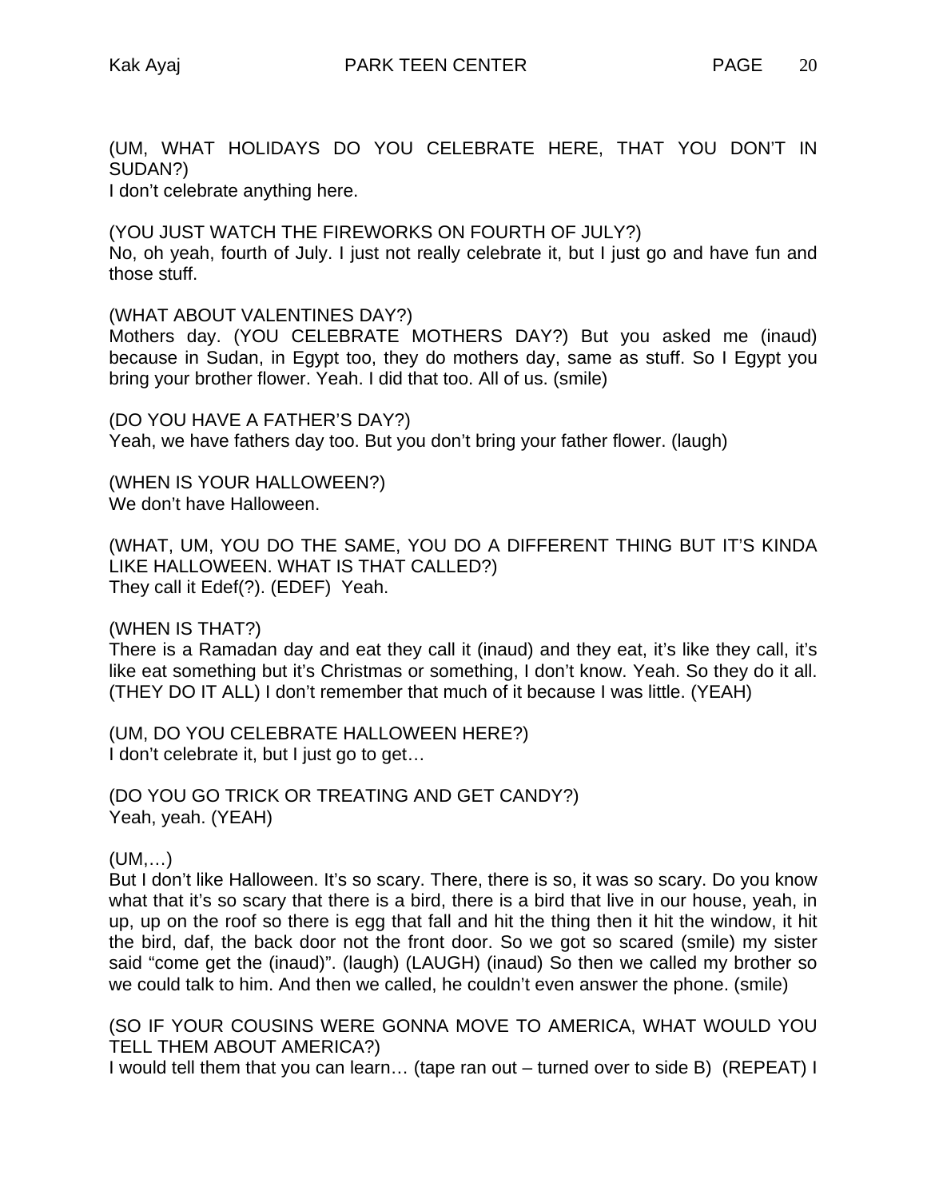(UM, WHAT HOLIDAYS DO YOU CELEBRATE HERE, THAT YOU DON'T IN SUDAN?)
I don't celebrate anything here.

(YOU JUST WATCH THE FIREWORKS ON FOURTH OF JULY?)
No, oh yeah, fourth of July. I just not really celebrate it, but I just go and have fun and those stuff.

(WHAT ABOUT VALENTINES DAY?)
Mothers day. (YOU CELEBRATE MOTHERS DAY?) But you asked me (inaud) because in Sudan, in Egypt too, they do mothers day, same as stuff. So I Egypt you bring your brother flower. Yeah. I did that too. All of us. (smile)

(DO YOU HAVE A FATHER'S DAY?)
Yeah, we have fathers day too. But you don't bring your father flower. (laugh)

(WHEN IS YOUR HALLOWEEN?)
We don't have Halloween.

(WHAT, UM, YOU DO THE SAME, YOU DO A DIFFERENT THING BUT IT'S KINDA LIKE HALLOWEEN. WHAT IS THAT CALLED?)
They call it Edef(?). (EDEF) Yeah.

(WHEN IS THAT?)
There is a Ramadan day and eat they call it (inaud) and they eat, it's like they call, it's like eat something but it's Christmas or something, I don't know. Yeah. So they do it all. (THEY DO IT ALL) I don't remember that much of it because I was little. (YEAH)

(UM, DO YOU CELEBRATE HALLOWEEN HERE?)
I don't celebrate it, but I just go to get…

(DO YOU GO TRICK OR TREATING AND GET CANDY?)
Yeah, yeah. (YEAH)

(UM,…)
But I don't like Halloween. It's so scary. There, there is so, it was so scary. Do you know what that it's so scary that there is a bird, there is a bird that live in our house, yeah, in up, up on the roof so there is egg that fall and hit the thing then it hit the window, it hit the bird, daf, the back door not the front door. So we got so scared (smile) my sister said "come get the (inaud)". (laugh) (LAUGH) (inaud) So then we called my brother so we could talk to him. And then we called, he couldn't even answer the phone. (smile)

(SO IF YOUR COUSINS WERE GONNA MOVE TO AMERICA, WHAT WOULD YOU TELL THEM ABOUT AMERICA?)
I would tell them that you can learn… (tape ran out – turned over to side B) (REPEAT) I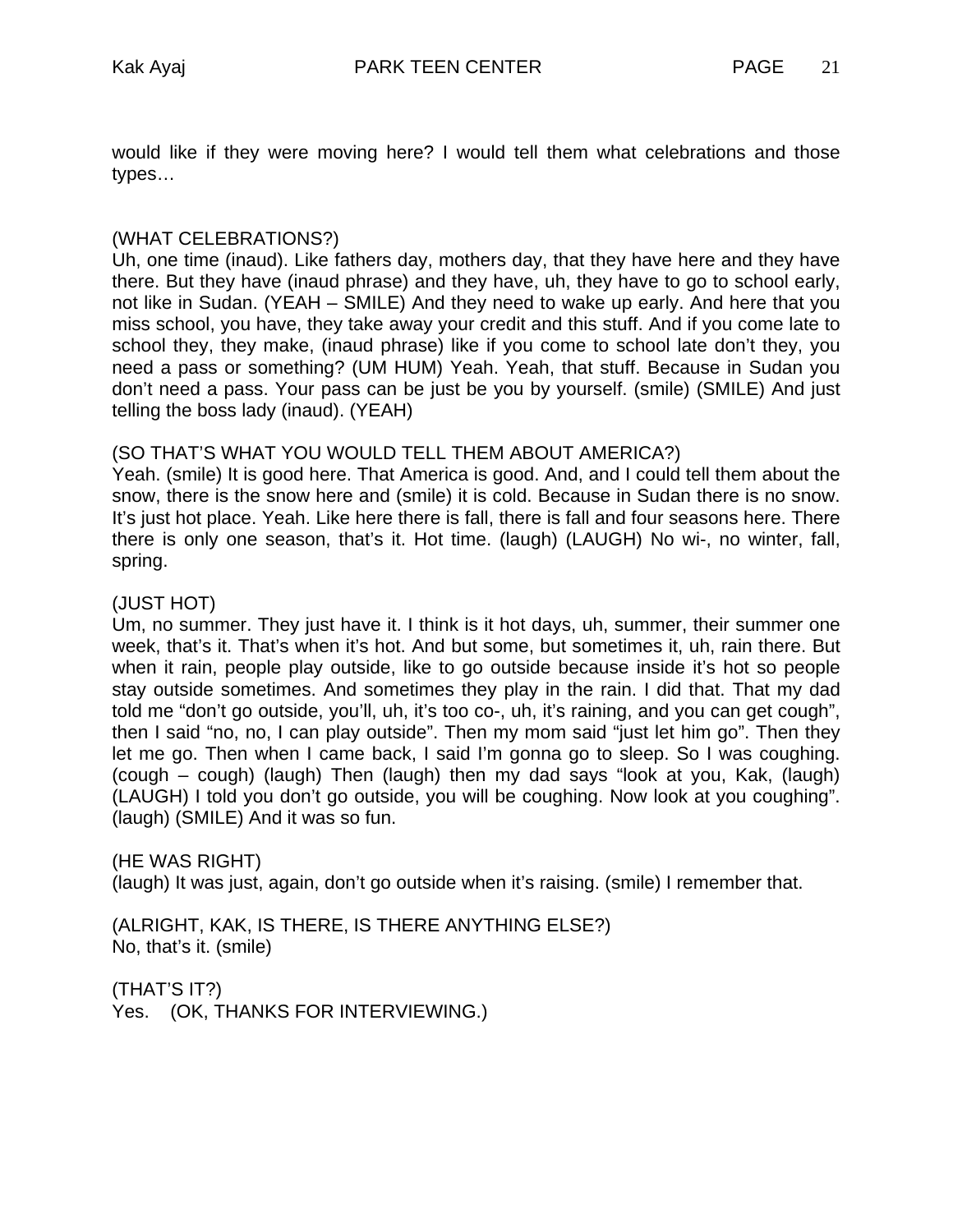would like if they were moving here? I would tell them what celebrations and those types…

(WHAT CELEBRATIONS?)
Uh, one time (inaud). Like fathers day, mothers day, that they have here and they have there. But they have (inaud phrase) and they have, uh, they have to go to school early, not like in Sudan. (YEAH – SMILE) And they need to wake up early. And here that you miss school, you have, they take away your credit and this stuff. And if you come late to school they, they make, (inaud phrase) like if you come to school late don't they, you need a pass or something? (UM HUM) Yeah. Yeah, that stuff. Because in Sudan you don't need a pass. Your pass can be just be you by yourself. (smile) (SMILE) And just telling the boss lady (inaud). (YEAH)

(SO THAT'S WHAT YOU WOULD TELL THEM ABOUT AMERICA?)
Yeah. (smile) It is good here. That America is good. And, and I could tell them about the snow, there is the snow here and (smile) it is cold. Because in Sudan there is no snow. It's just hot place. Yeah. Like here there is fall, there is fall and four seasons here. There there is only one season, that's it. Hot time. (laugh) (LAUGH) No wi-, no winter, fall, spring.

(JUST HOT)
Um, no summer. They just have it. I think is it hot days, uh, summer, their summer one week, that's it. That's when it's hot. And but some, but sometimes it, uh, rain there. But when it rain, people play outside, like to go outside because inside it's hot so people stay outside sometimes. And sometimes they play in the rain. I did that. That my dad told me "don't go outside, you'll, uh, it's too co-, uh, it's raining, and you can get cough", then I said "no, no, I can play outside". Then my mom said "just let him go". Then they let me go. Then when I came back, I said I'm gonna go to sleep. So I was coughing. (cough – cough) (laugh) Then (laugh) then my dad says "look at you, Kak, (laugh) (LAUGH) I told you don't go outside, you will be coughing. Now look at you coughing". (laugh) (SMILE) And it was so fun.

(HE WAS RIGHT)
(laugh) It was just, again, don't go outside when it's raising. (smile) I remember that.

(ALRIGHT, KAK, IS THERE, IS THERE ANYTHING ELSE?)
No, that's it. (smile)

(THAT'S IT?)
Yes. (OK, THANKS FOR INTERVIEWING.)